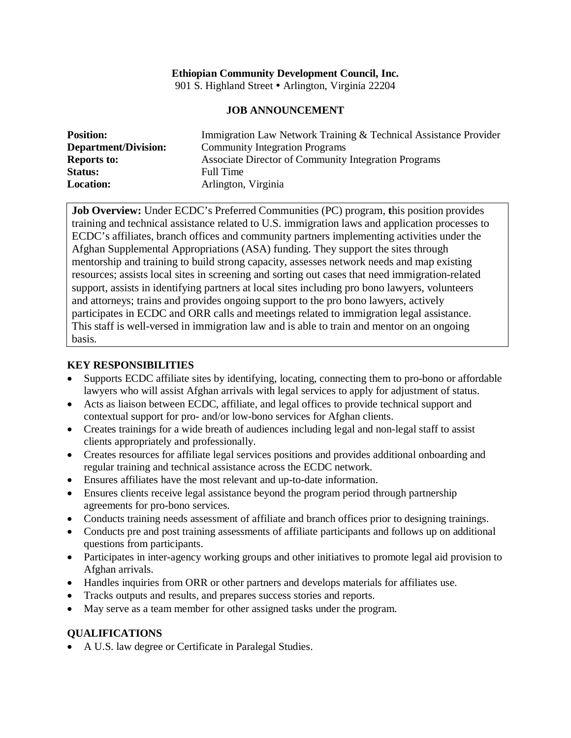**Ethiopian Community Development Council, Inc.**
901 S. Highland Street • Arlington, Virginia 22204

# JOB ANNOUNCEMENT

| | |
|---|---|
| **Position:** | Immigration Law Network Training & Technical Assistance Provider |
| **Department/Division:** | Community Integration Programs |
| **Reports to:** | Associate Director of Community Integration Programs |
| **Status:** | Full Time |
| **Location:** | Arlington, Virginia |

**Job Overview:** Under ECDC's Preferred Communities (PC) program, **t**his position provides training and technical assistance related to U.S. immigration laws and application processes to ECDC's affiliates, branch offices and community partners implementing activities under the Afghan Supplemental Appropriations (ASA) funding. They support the sites through mentorship and training to build strong capacity, assesses network needs and map existing resources; assists local sites in screening and sorting out cases that need immigration-related support, assists in identifying partners at local sites including pro bono lawyers, volunteers and attorneys; trains and provides ongoing support to the pro bono lawyers, actively participates in ECDC and ORR calls and meetings related to immigration legal assistance. This staff is well-versed in immigration law and is able to train and mentor on an ongoing basis.

## KEY RESPONSIBILITIES

- Supports ECDC affiliate sites by identifying, locating, connecting them to pro-bono or affordable lawyers who will assist Afghan arrivals with legal services to apply for adjustment of status.
- Acts as liaison between ECDC, affiliate, and legal offices to provide technical support and contextual support for pro- and/or low-bono services for Afghan clients.
- Creates trainings for a wide breath of audiences including legal and non-legal staff to assist clients appropriately and professionally.
- Creates resources for affiliate legal services positions and provides additional onboarding and regular training and technical assistance across the ECDC network.
- Ensures affiliates have the most relevant and up-to-date information.
- Ensures clients receive legal assistance beyond the program period through partnership agreements for pro-bono services.
- Conducts training needs assessment of affiliate and branch offices prior to designing trainings.
- Conducts pre and post training assessments of affiliate participants and follows up on additional questions from participants.
- Participates in inter-agency working groups and other initiatives to promote legal aid provision to Afghan arrivals.
- Handles inquiries from ORR or other partners and develops materials for affiliates use.
- Tracks outputs and results, and prepares success stories and reports.
- May serve as a team member for other assigned tasks under the program.

## QUALIFICATIONS

- A U.S. law degree or Certificate in Paralegal Studies.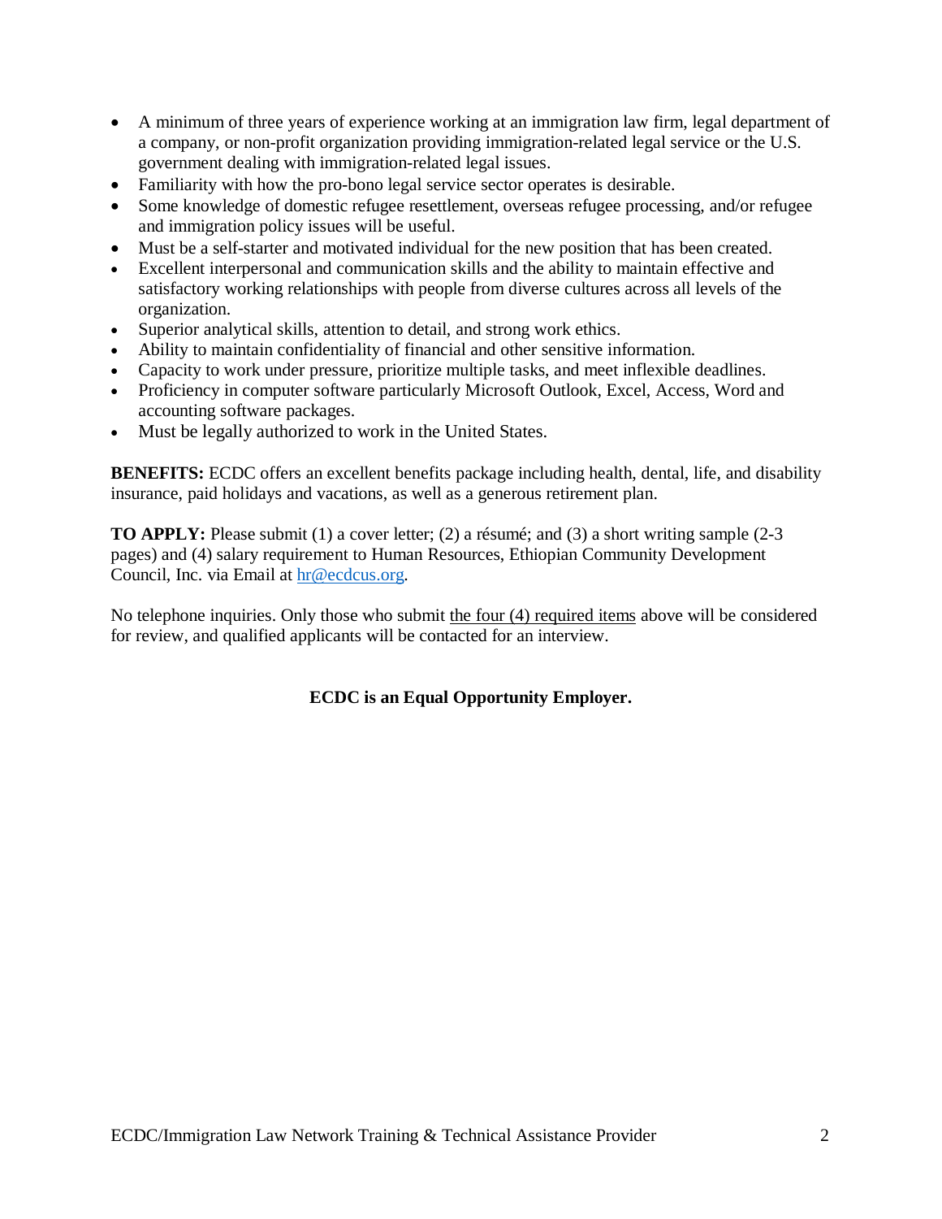- A minimum of three years of experience working at an immigration law firm, legal department of a company, or non-profit organization providing immigration-related legal service or the U.S. government dealing with immigration-related legal issues.
- Familiarity with how the pro-bono legal service sector operates is desirable.
- Some knowledge of domestic refugee resettlement, overseas refugee processing, and/or refugee and immigration policy issues will be useful.
- Must be a self-starter and motivated individual for the new position that has been created.
- Excellent interpersonal and communication skills and the ability to maintain effective and satisfactory working relationships with people from diverse cultures across all levels of the organization.
- Superior analytical skills, attention to detail, and strong work ethics.
- Ability to maintain confidentiality of financial and other sensitive information.
- Capacity to work under pressure, prioritize multiple tasks, and meet inflexible deadlines.
- Proficiency in computer software particularly Microsoft Outlook, Excel, Access, Word and accounting software packages.
- Must be legally authorized to work in the United States.

**BENEFITS:** ECDC offers an excellent benefits package including health, dental, life, and disability insurance, paid holidays and vacations, as well as a generous retirement plan.

**TO APPLY:** Please submit (1) a cover letter; (2) a résumé; and (3) a short writing sample (2-3 pages) and (4) salary requirement to Human Resources, Ethiopian Community Development Council, Inc. via Email at hr@ecdcus.org.

No telephone inquiries. Only those who submit the four (4) required items above will be considered for review, and qualified applicants will be contacted for an interview.

**ECDC is an Equal Opportunity Employer.**